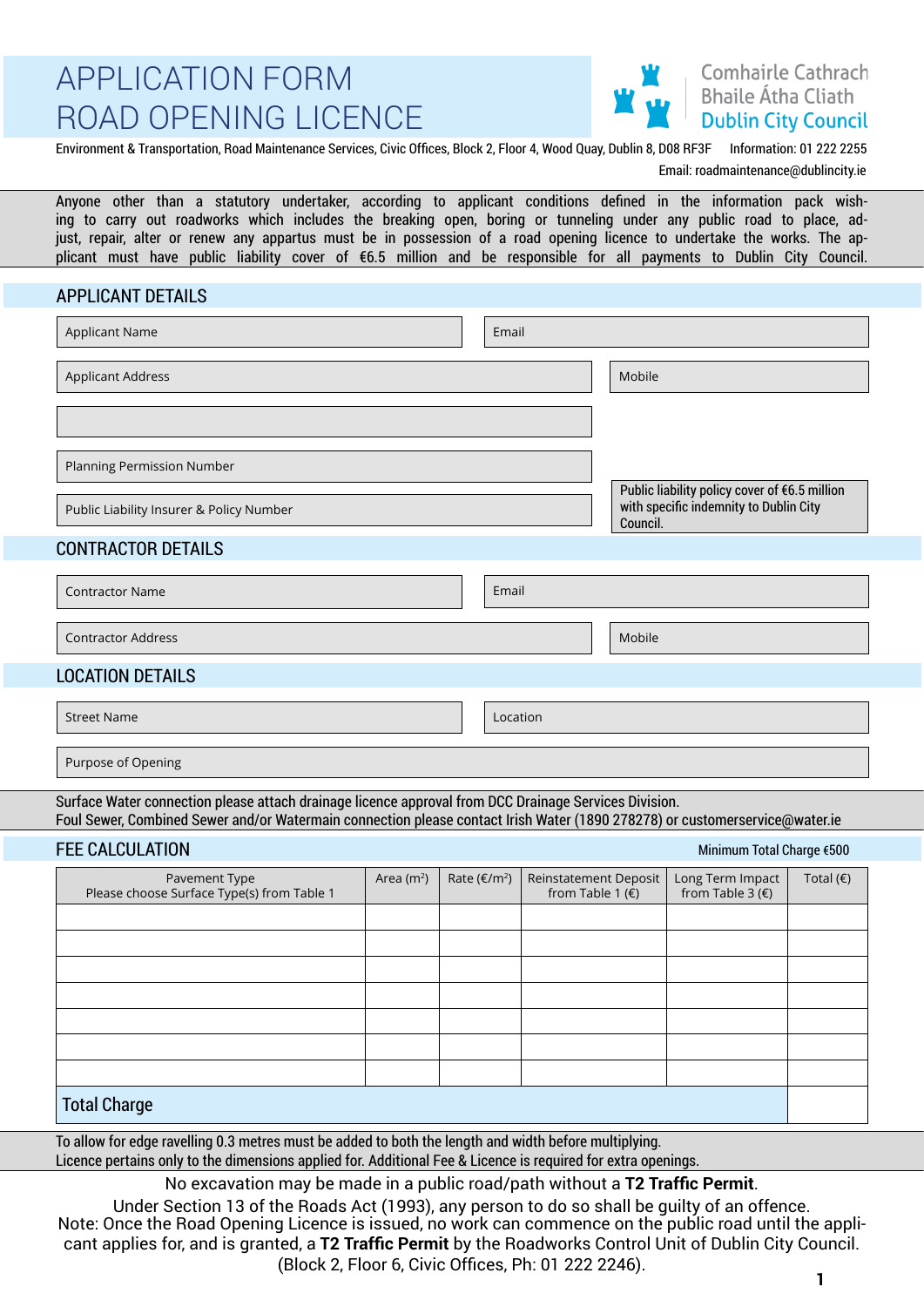# APPLICATION FORM
# ROAD OPENING LICENCE

Comhairle Cathrach
Bhaile Átha Cliath
Dublin City Council

Environment & Transportation, Road Maintenance Services, Civic Offices, Block 2, Floor 4, Wood Quay, Dublin 8, D08 RF3F Information: 01 222 2255
Email: roadmaintenance@dublincity.ie

Anyone other than a statutory undertaker, according to applicant conditions defined in the information pack wishing to carry out roadworks which includes the breaking open, boring or tunneling under any public road to place, adjust, repair, alter or renew any appartus must be in possession of a road opening licence to undertake the works. The applicant must have public liability cover of €6.5 million and be responsible for all payments to Dublin City Council.

## APPLICANT DETAILS

Applicant Name

Email

Applicant Address

Mobile

Planning Permission Number

Public Liability Insurer & Policy Number

Public liability policy cover of €6.5 million with specific indemnity to Dublin City Council.

## CONTRACTOR DETAILS

Contractor Name

Email

Contractor Address

Mobile

## LOCATION DETAILS

Street Name

Location

Purpose of Opening

Surface Water connection please attach drainage licence approval from DCC Drainage Services Division.
Foul Sewer, Combined Sewer and/or Watermain connection please contact Irish Water (1890 278278) or customerservice@water.ie

## FEE CALCULATION

Minimum Total Charge €500

| Pavement Type<br>Please choose Surface Type(s) from Table 1 | Area (m²) | Rate (€/m²) | Reinstatement Deposit from Table 1 (€) | Long Term Impact from Table 3 (€) | Total (€) |
|---|---|---|---|---|---|
| | | | | | |
| | | | | | |
| | | | | | |
| | | | | | |
| | | | | | |
| | | | | | |
| | | | | | |
| **Total Charge** | | | | | |

To allow for edge ravelling 0.3 metres must be added to both the length and width before multiplying.
Licence pertains only to the dimensions applied for. Additional Fee & Licence is required for extra openings.

No excavation may be made in a public road/path without a **T2 Traffic Permit**.
Under Section 13 of the Roads Act (1993), any person to do so shall be guilty of an offence.
Note: Once the Road Opening Licence is issued, no work can commence on the public road until the applicant applies for, and is granted, a **T2 Traffic Permit** by the Roadworks Control Unit of Dublin City Council. (Block 2, Floor 6, Civic Offices, Ph: 01 222 2246).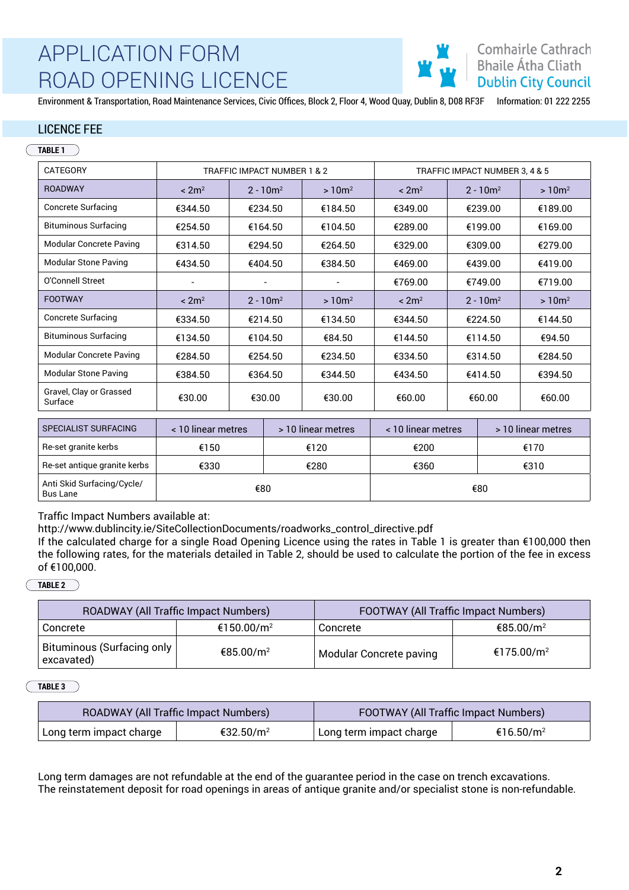# APPLICATION FORM
# ROAD OPENING LICENCE

Comhairle Cathrach Bhaile Átha Cliath
Dublin City Council

Environment & Transportation, Road Maintenance Services, Civic Offices, Block 2, Floor 4, Wood Quay, Dublin 8, D08 RF3F    Information: 01 222 2255

## LICENCE FEE

**TABLE 1**

| CATEGORY | TRAFFIC IMPACT NUMBER 1 & 2 | | | TRAFFIC IMPACT NUMBER 3, 4 & 5 | | |
|---|---|---|---|---|---|---|
| ROADWAY | < 2m² | 2 - 10m² | > 10m² | < 2m² | 2 - 10m² | > 10m² |
| Concrete Surfacing | €344.50 | €234.50 | €184.50 | €349.00 | €239.00 | €189.00 |
| Bituminous Surfacing | €254.50 | €164.50 | €104.50 | €289.00 | €199.00 | €169.00 |
| Modular Concrete Paving | €314.50 | €294.50 | €264.50 | €329.00 | €309.00 | €279.00 |
| Modular Stone Paving | €434.50 | €404.50 | €384.50 | €469.00 | €439.00 | €419.00 |
| O'Connell Street | - | - | - | €769.00 | €749.00 | €719.00 |
| FOOTWAY | < 2m² | 2 - 10m² | > 10m² | < 2m² | 2 - 10m² | > 10m² |
| Concrete Surfacing | €334.50 | €214.50 | €134.50 | €344.50 | €224.50 | €144.50 |
| Bituminous Surfacing | €134.50 | €104.50 | €84.50 | €144.50 | €114.50 | €94.50 |
| Modular Concrete Paving | €284.50 | €254.50 | €234.50 | €334.50 | €314.50 | €284.50 |
| Modular Stone Paving | €384.50 | €364.50 | €344.50 | €434.50 | €414.50 | €394.50 |
| Gravel, Clay or Grassed Surface | €30.00 | €30.00 | €30.00 | €60.00 | €60.00 | €60.00 |

| SPECIALIST SURFACING | < 10 linear metres | > 10 linear metres | < 10 linear metres | > 10 linear metres |
|---|---|---|---|---|
| Re-set granite kerbs | €150 | €120 | €200 | €170 |
| Re-set antique granite kerbs | €330 | €280 | €360 | €310 |
| Anti Skid Surfacing/Cycle/ Bus Lane | €80 | | €80 | |

Traffic Impact Numbers available at:
http://www.dublincity.ie/SiteCollectionDocuments/roadworks_control_directive.pdf
If the calculated charge for a single Road Opening Licence using the rates in Table 1 is greater than €100,000 then the following rates, for the materials detailed in Table 2, should be used to calculate the portion of the fee in excess of €100,000.

**TABLE 2**

| ROADWAY (All Traffic Impact Numbers) | | FOOTWAY (All Traffic Impact Numbers) | |
|---|---|---|---|
| Concrete | €150.00/m² | Concrete | €85.00/m² |
| Bituminous (Surfacing only excavated) | €85.00/m² | Modular Concrete paving | €175.00/m² |

**TABLE 3**

| ROADWAY (All Traffic Impact Numbers) | | FOOTWAY (All Traffic Impact Numbers) | |
|---|---|---|---|
| Long term impact charge | €32.50/m² | Long term impact charge | €16.50/m² |

Long term damages are not refundable at the end of the guarantee period in the case on trench excavations.
The reinstatement deposit for road openings in areas of antique granite and/or specialist stone is non-refundable.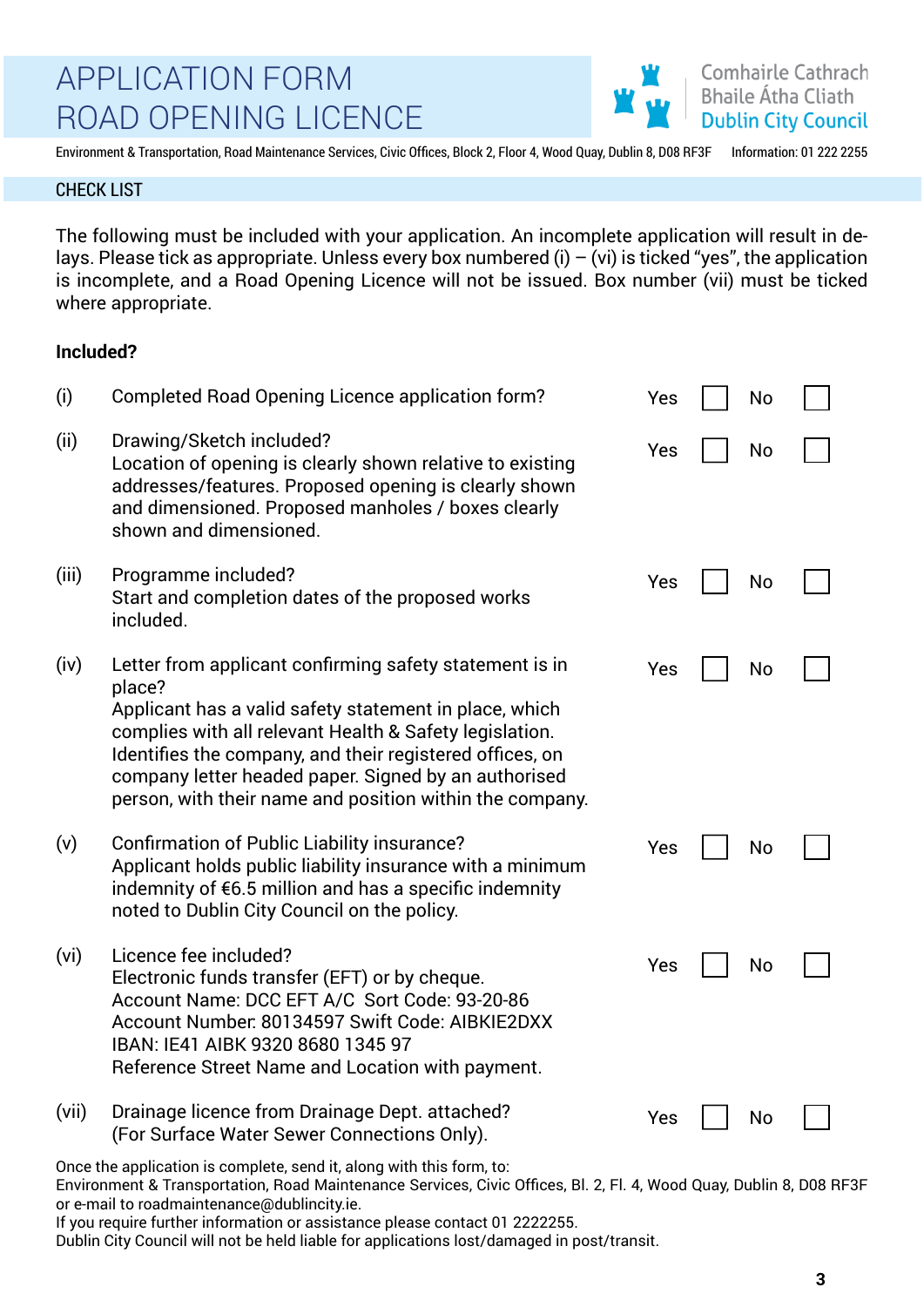# APPLICATION FORM
# ROAD OPENING LICENCE

Comhairle Cathrach
Bhaile Átha Cliath
Dublin City Council

Environment & Transportation, Road Maintenance Services, Civic Offices, Block 2, Floor 4, Wood Quay, Dublin 8, D08 RF3F     Information: 01 222 2255

## CHECK LIST

The following must be included with your application. An incomplete application will result in delays. Please tick as appropriate. Unless every box numbered (i) – (vi) is ticked "yes", the application is incomplete, and a Road Opening Licence will not be issued. Box number (vii) must be ticked where appropriate.

**Included?**

| | | | |
|---|---|---|---|
| (i) | Completed Road Opening Licence application form? | Yes ☐ | No ☐ |
| (ii) | Drawing/Sketch included?<br>Location of opening is clearly shown relative to existing addresses/features. Proposed opening is clearly shown and dimensioned. Proposed manholes / boxes clearly shown and dimensioned. | Yes ☐ | No ☐ |
| (iii) | Programme included?<br>Start and completion dates of the proposed works included. | Yes ☐ | No ☐ |
| (iv) | Letter from applicant confirming safety statement is in place?<br>Applicant has a valid safety statement in place, which complies with all relevant Health & Safety legislation. Identifies the company, and their registered offices, on company letter headed paper. Signed by an authorised person, with their name and position within the company. | Yes ☐ | No ☐ |
| (v) | Confirmation of Public Liability insurance?<br>Applicant holds public liability insurance with a minimum indemnity of €6.5 million and has a specific indemnity noted to Dublin City Council on the policy. | Yes ☐ | No ☐ |
| (vi) | Licence fee included?<br>Electronic funds transfer (EFT) or by cheque.<br>Account Name: DCC EFT A/C Sort Code: 93-20-86<br>Account Number: 80134597 Swift Code: AIBKIE2DXX<br>IBAN: IE41 AIBK 9320 8680 1345 97<br>Reference Street Name and Location with payment. | Yes ☐ | No ☐ |
| (vii) | Drainage licence from Drainage Dept. attached?<br>(For Surface Water Sewer Connections Only). | Yes ☐ | No ☐ |

Once the application is complete, send it, along with this form, to:
Environment & Transportation, Road Maintenance Services, Civic Offices, Bl. 2, Fl. 4, Wood Quay, Dublin 8, D08 RF3F or e-mail to roadmaintenance@dublincity.ie.
If you require further information or assistance please contact 01 2222255.
Dublin City Council will not be held liable for applications lost/damaged in post/transit.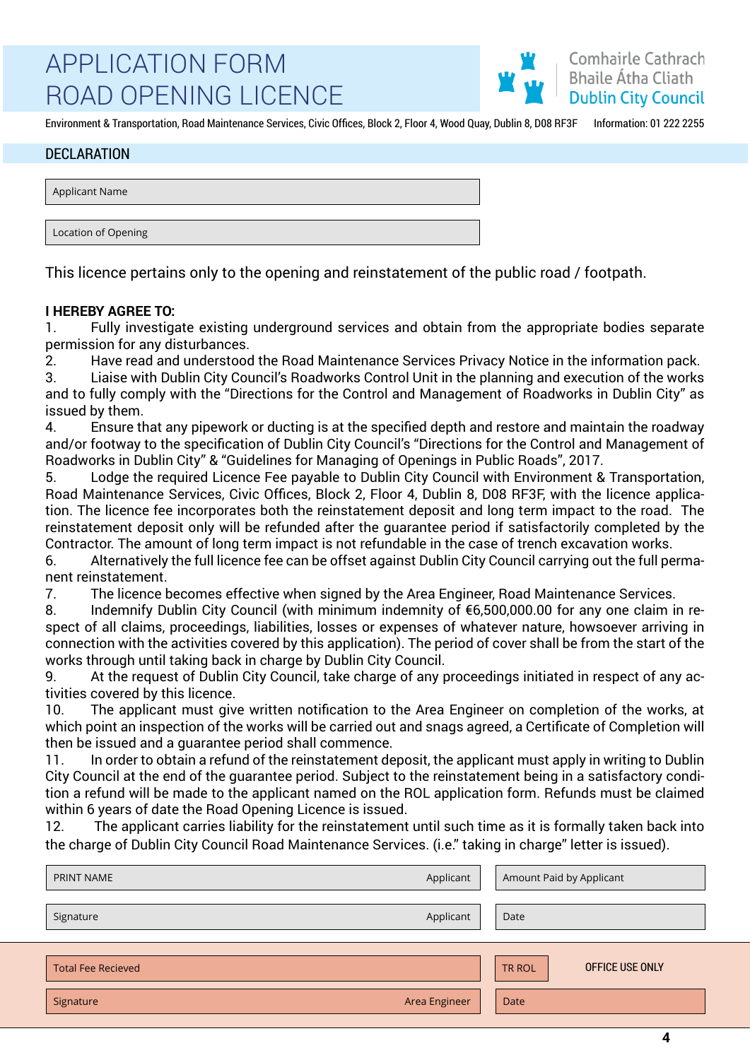# APPLICATION FORM ROAD OPENING LICENCE

Comhairle Cathrach Bhaile Átha Cliath
Dublin City Council

Environment & Transportation, Road Maintenance Services, Civic Offices, Block 2, Floor 4, Wood Quay, Dublin 8, D08 RF3F    Information: 01 222 2255

## DECLARATION

| | |
|---|---|
| Applicant Name | |
| Location of Opening | |

This licence pertains only to the opening and reinstatement of the public road / footpath.

**I HEREBY AGREE TO:**

1. Fully investigate existing underground services and obtain from the appropriate bodies separate permission for any disturbances.
2. Have read and understood the Road Maintenance Services Privacy Notice in the information pack.
3. Liaise with Dublin City Council's Roadworks Control Unit in the planning and execution of the works and to fully comply with the "Directions for the Control and Management of Roadworks in Dublin City" as issued by them.
4. Ensure that any pipework or ducting is at the specified depth and restore and maintain the roadway and/or footway to the specification of Dublin City Council's "Directions for the Control and Management of Roadworks in Dublin City" & "Guidelines for Managing of Openings in Public Roads", 2017.
5. Lodge the required Licence Fee payable to Dublin City Council with Environment & Transportation, Road Maintenance Services, Civic Offices, Block 2, Floor 4, Dublin 8, D08 RF3F, with the licence application. The licence fee incorporates both the reinstatement deposit and long term impact to the road. The reinstatement deposit only will be refunded after the guarantee period if satisfactorily completed by the Contractor. The amount of long term impact is not refundable in the case of trench excavation works.
6. Alternatively the full licence fee can be offset against Dublin City Council carrying out the full permanent reinstatement.
7. The licence becomes effective when signed by the Area Engineer, Road Maintenance Services.
8. Indemnify Dublin City Council (with minimum indemnity of €6,500,000.00 for any one claim in respect of all claims, proceedings, liabilities, losses or expenses of whatever nature, howsoever arriving in connection with the activities covered by this application). The period of cover shall be from the start of the works through until taking back in charge by Dublin City Council.
9. At the request of Dublin City Council, take charge of any proceedings initiated in respect of any activities covered by this licence.
10. The applicant must give written notification to the Area Engineer on completion of the works, at which point an inspection of the works will be carried out and snags agreed, a Certificate of Completion will then be issued and a guarantee period shall commence.
11. In order to obtain a refund of the reinstatement deposit, the applicant must apply in writing to Dublin City Council at the end of the guarantee period. Subject to the reinstatement being in a satisfactory condition a refund will be made to the applicant named on the ROL application form. Refunds must be claimed within 6 years of date the Road Opening Licence is issued.
12. The applicant carries liability for the reinstatement until such time as it is formally taken back into the charge of Dublin City Council Road Maintenance Services. (i.e." taking in charge" letter is issued).

| | |
|---|---|
| PRINT NAME — Applicant | Amount Paid by Applicant |
| Signature — Applicant | Date |

**OFFICE USE ONLY**

| | |
|---|---|
| Total Fee Recieved | TR ROL |
| Signature — Area Engineer | Date |